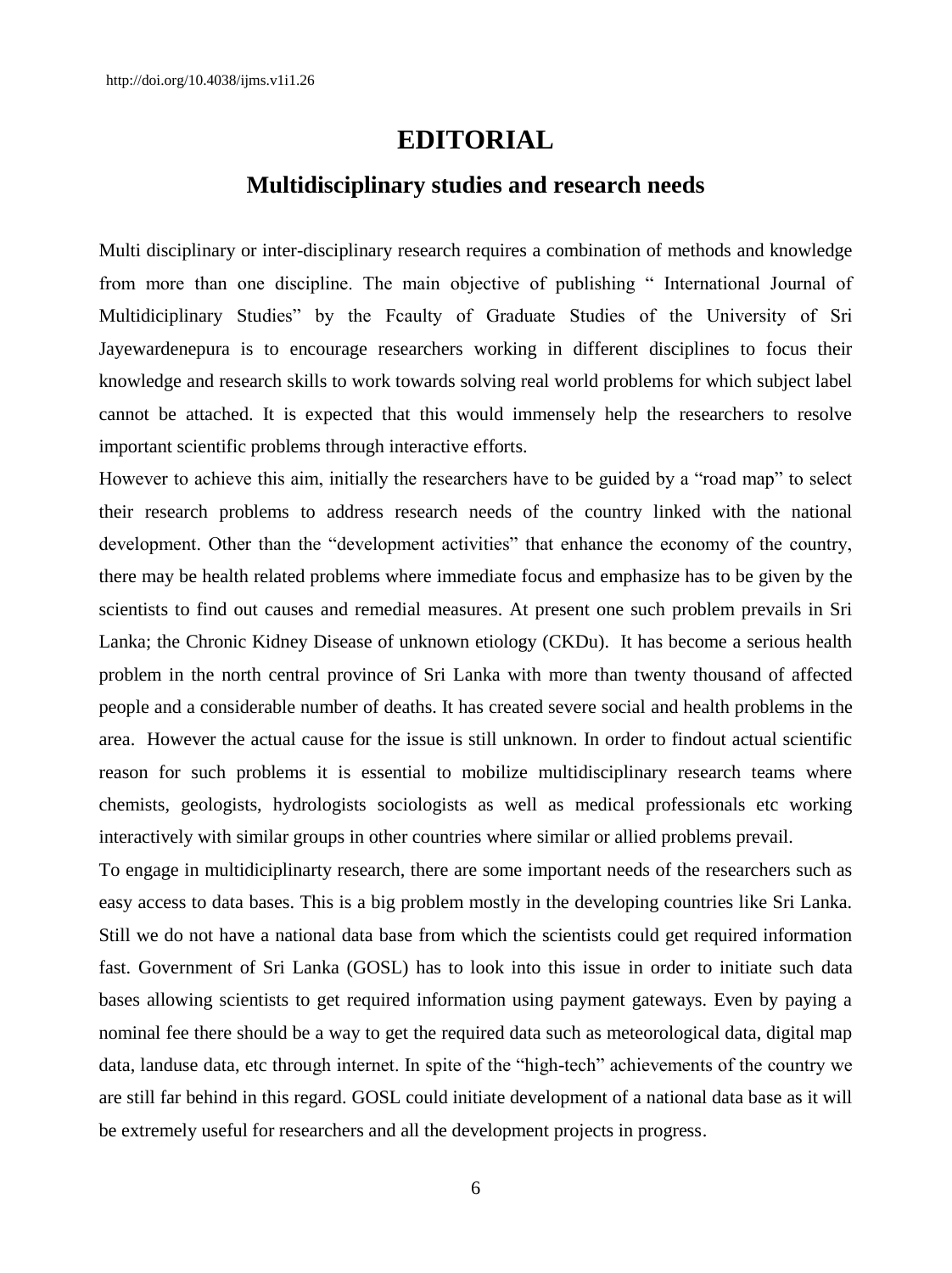http://doi.org/10.4038/ijms.v1i1.26

# EDITORIAL

## Multidisciplinary studies and research needs

Multi disciplinary or inter-disciplinary research requires a combination of methods and knowledge from more than one discipline. The main objective of publishing " International Journal of Multidiciplinary Studies" by the Fcaulty of Graduate Studies of the University of Sri Jayewardenepura is to encourage researchers working in different disciplines to focus their knowledge and research skills to work towards solving real world problems for which subject label cannot be attached. It is expected that this would immensely help the researchers to resolve important scientific problems through interactive efforts.

However to achieve this aim, initially the researchers have to be guided by a "road map" to select their research problems to address research needs of the country linked with the national development. Other than the "development activities" that enhance the economy of the country, there may be health related problems where immediate focus and emphasize has to be given by the scientists to find out causes and remedial measures. At present one such problem prevails in Sri Lanka; the Chronic Kidney Disease of unknown etiology (CKDu). It has become a serious health problem in the north central province of Sri Lanka with more than twenty thousand of affected people and a considerable number of deaths. It has created severe social and health problems in the area. However the actual cause for the issue is still unknown. In order to findout actual scientific reason for such problems it is essential to mobilize multidisciplinary research teams where chemists, geologists, hydrologists sociologists as well as medical professionals etc working interactively with similar groups in other countries where similar or allied problems prevail.

To engage in multidiciplinarty research, there are some important needs of the researchers such as easy access to data bases. This is a big problem mostly in the developing countries like Sri Lanka. Still we do not have a national data base from which the scientists could get required information fast. Government of Sri Lanka (GOSL) has to look into this issue in order to initiate such data bases allowing scientists to get required information using payment gateways. Even by paying a nominal fee there should be a way to get the required data such as meteorological data, digital map data, landuse data, etc through internet. In spite of the "high-tech" achievements of the country we are still far behind in this regard. GOSL could initiate development of a national data base as it will be extremely useful for researchers and all the development projects in progress.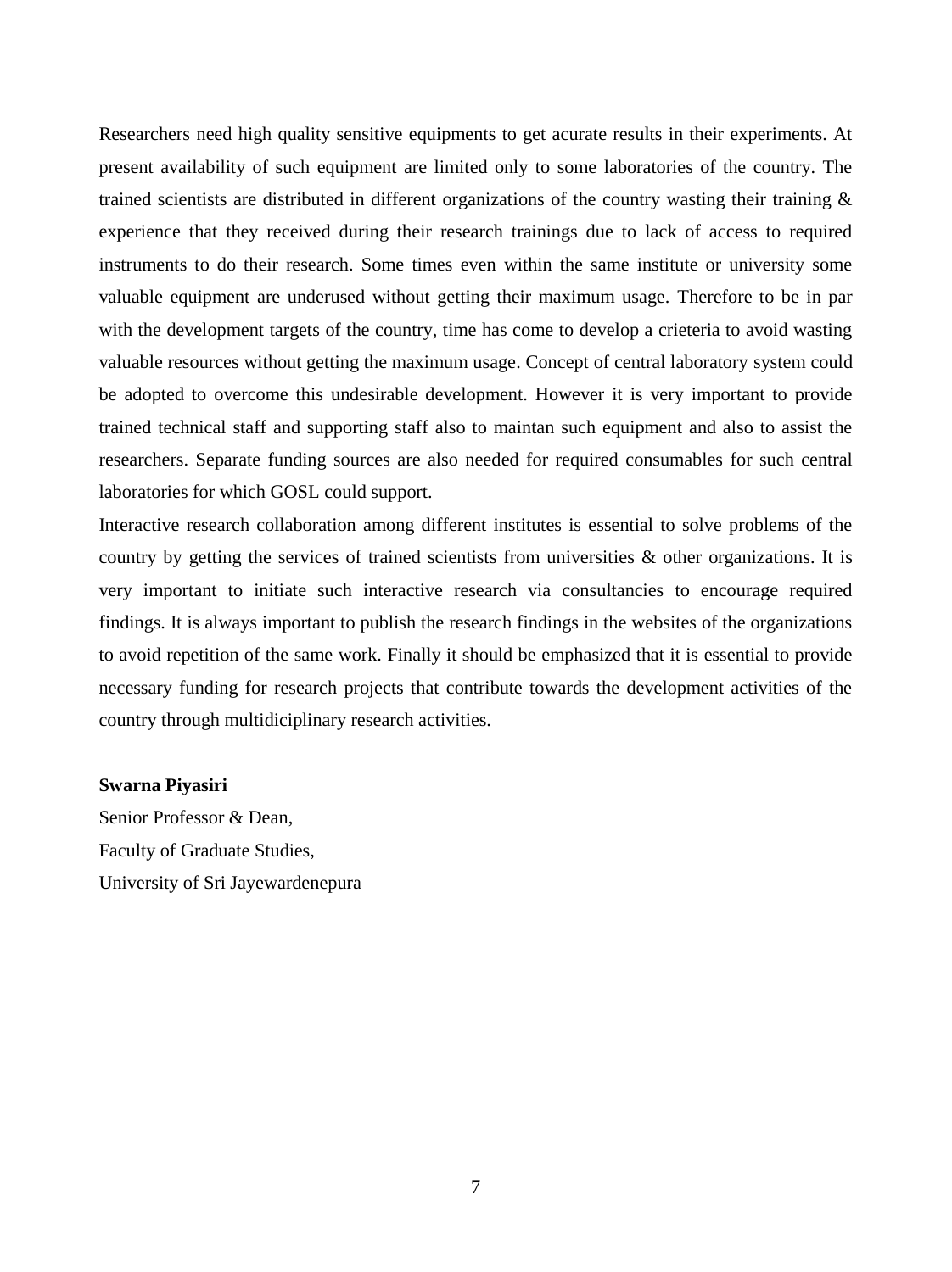Researchers need high quality sensitive equipments to get acurate results in their experiments. At present availability of such equipment are limited only to some laboratories of the country. The trained scientists are distributed in different organizations of the country wasting their training & experience that they received during their research trainings due to lack of access to required instruments to do their research. Some times even within the same institute or university some valuable equipment are underused without getting their maximum usage. Therefore to be in par with the development targets of the country, time has come to develop a crieteria to avoid wasting valuable resources without getting the maximum usage. Concept of central laboratory system could be adopted to overcome this undesirable development. However it is very important to provide trained technical staff and supporting staff also to maintan such equipment and also to assist the researchers. Separate funding sources are also needed for required consumables for such central laboratories for which GOSL could support.

Interactive research collaboration among different institutes is essential to solve problems of the country by getting the services of trained scientists from universities & other organizations. It is very important to initiate such interactive research via consultancies to encourage required findings. It is always important to publish the research findings in the websites of the organizations to avoid repetition of the same work. Finally it should be emphasized that it is essential to provide necessary funding for research projects that contribute towards the development activities of the country through multidiciplinary research activities.

**Swarna Piyasiri**

Senior Professor & Dean,

Faculty of Graduate Studies,

University of Sri Jayewardenepura